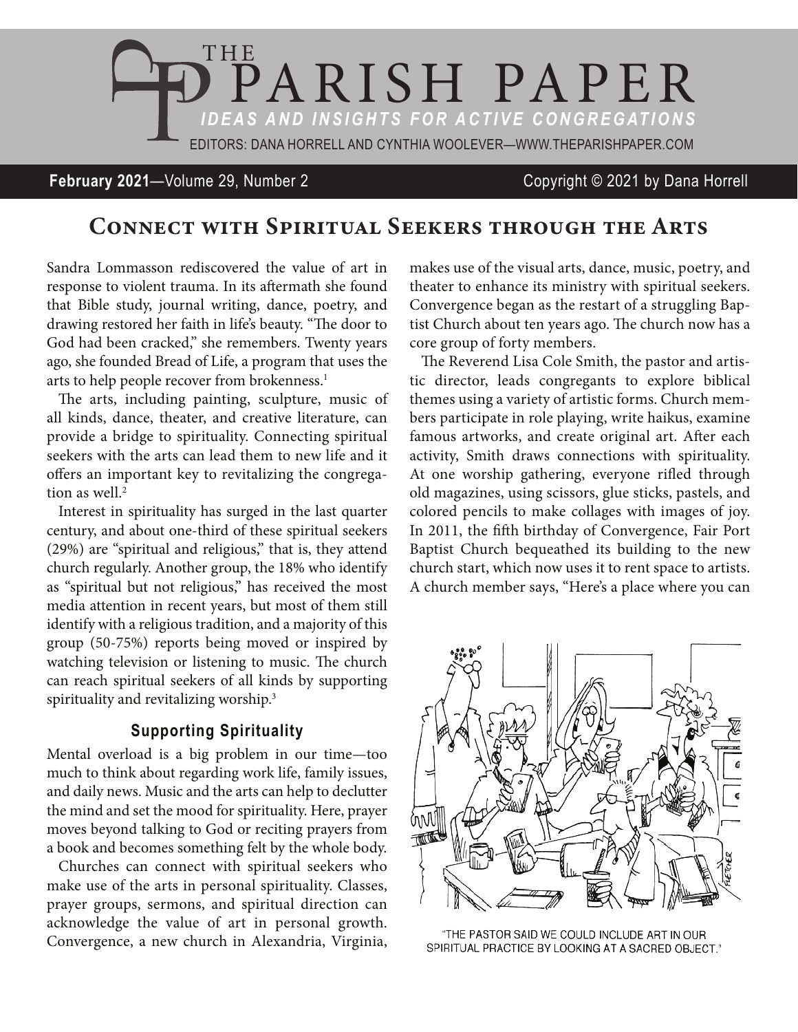# THE PARISH PAPER

*IDEAS AND INSIGHTS FOR ACTIVE CONGREGATIONS*

EDITORS: DANA HORRELL AND CYNTHIA WOOLEVER—WWW.THEPARISHPAPER.COM

**February 2021**—Volume 29, Number 2

Copyright © 2021 by Dana Horrell

## Connect with Spiritual Seekers through the Arts

Sandra Lommasson rediscovered the value of art in response to violent trauma. In its aftermath she found that Bible study, journal writing, dance, poetry, and drawing restored her faith in life's beauty. "The door to God had been cracked," she remembers. Twenty years ago, she founded Bread of Life, a program that uses the arts to help people recover from brokenness.[1]

The arts, including painting, sculpture, music of all kinds, dance, theater, and creative literature, can provide a bridge to spirituality. Connecting spiritual seekers with the arts can lead them to new life and it offers an important key to revitalizing the congregation as well.[2]

Interest in spirituality has surged in the last quarter century, and about one-third of these spiritual seekers (29%) are "spiritual and religious," that is, they attend church regularly. Another group, the 18% who identify as "spiritual but not religious," has received the most media attention in recent years, but most of them still identify with a religious tradition, and a majority of this group (50-75%) reports being moved or inspired by watching television or listening to music. The church can reach spiritual seekers of all kinds by supporting spirituality and revitalizing worship.[3]

### Supporting Spirituality

Mental overload is a big problem in our time—too much to think about regarding work life, family issues, and daily news. Music and the arts can help to declutter the mind and set the mood for spirituality. Here, prayer moves beyond talking to God or reciting prayers from a book and becomes something felt by the whole body.

Churches can connect with spiritual seekers who make use of the arts in personal spirituality. Classes, prayer groups, sermons, and spiritual direction can acknowledge the value of art in personal growth. Convergence, a new church in Alexandria, Virginia, makes use of the visual arts, dance, music, poetry, and theater to enhance its ministry with spiritual seekers. Convergence began as the restart of a struggling Baptist Church about ten years ago. The church now has a core group of forty members.

The Reverend Lisa Cole Smith, the pastor and artistic director, leads congregants to explore biblical themes using a variety of artistic forms. Church members participate in role playing, write haikus, examine famous artworks, and create original art. After each activity, Smith draws connections with spirituality. At one worship gathering, everyone rifled through old magazines, using scissors, glue sticks, pastels, and colored pencils to make collages with images of joy. In 2011, the fifth birthday of Convergence, Fair Port Baptist Church bequeathed its building to the new church start, which now uses it to rent space to artists. A church member says, "Here's a place where you can

"THE PASTOR SAID WE COULD INCLUDE ART IN OUR SPIRITUAL PRACTICE BY LOOKING AT A SACRED OBJECT."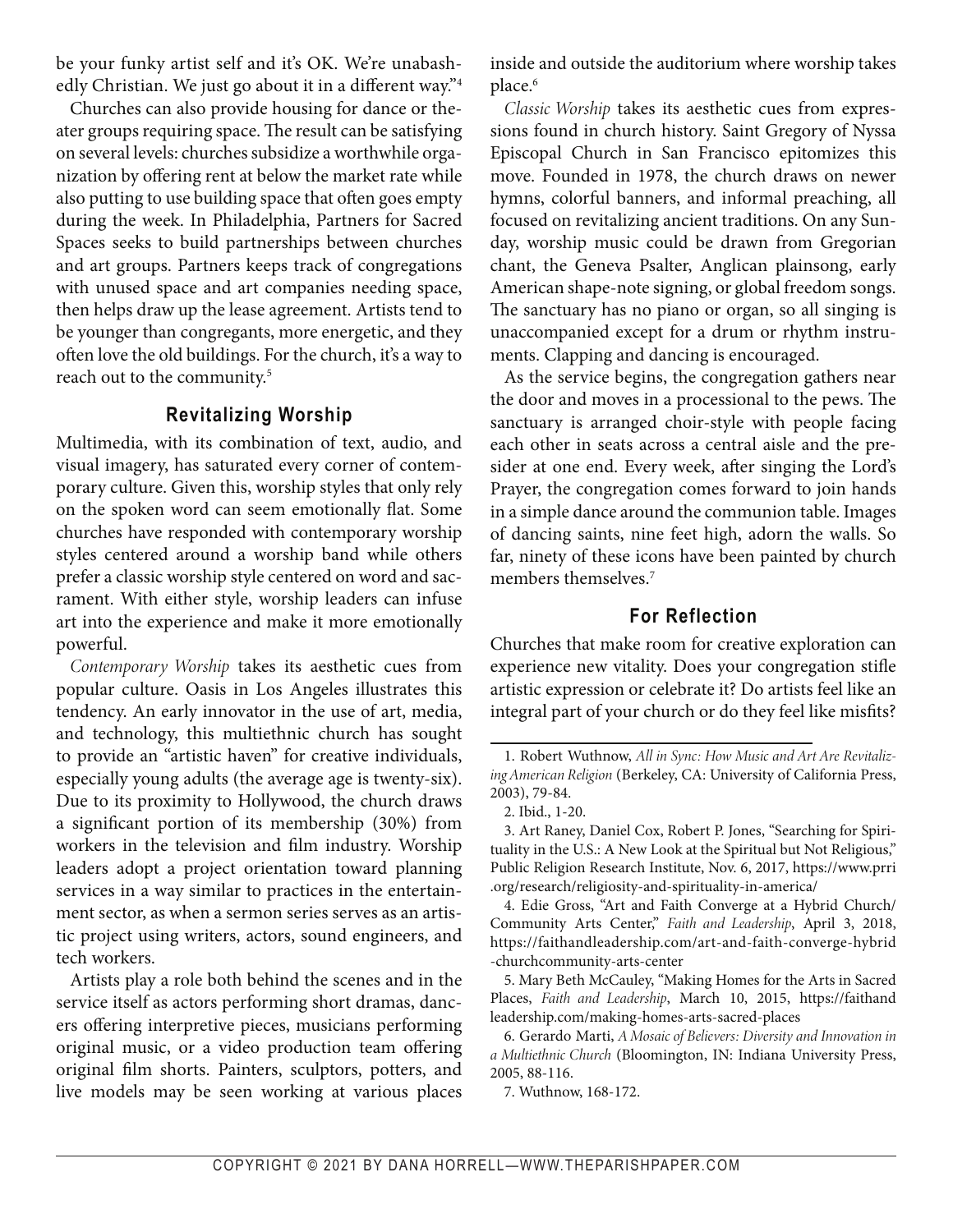be your funky artist self and it's OK. We're unabashedly Christian. We just go about it in a different way."[4]

Churches can also provide housing for dance or theater groups requiring space. The result can be satisfying on several levels: churches subsidize a worthwhile organization by offering rent at below the market rate while also putting to use building space that often goes empty during the week. In Philadelphia, Partners for Sacred Spaces seeks to build partnerships between churches and art groups. Partners keeps track of congregations with unused space and art companies needing space, then helps draw up the lease agreement. Artists tend to be younger than congregants, more energetic, and they often love the old buildings. For the church, it's a way to reach out to the community.[5]

## Revitalizing Worship

Multimedia, with its combination of text, audio, and visual imagery, has saturated every corner of contemporary culture. Given this, worship styles that only rely on the spoken word can seem emotionally flat. Some churches have responded with contemporary worship styles centered around a worship band while others prefer a classic worship style centered on word and sacrament. With either style, worship leaders can infuse art into the experience and make it more emotionally powerful.

*Contemporary Worship* takes its aesthetic cues from popular culture. Oasis in Los Angeles illustrates this tendency. An early innovator in the use of art, media, and technology, this multiethnic church has sought to provide an "artistic haven" for creative individuals, especially young adults (the average age is twenty-six). Due to its proximity to Hollywood, the church draws a significant portion of its membership (30%) from workers in the television and film industry. Worship leaders adopt a project orientation toward planning services in a way similar to practices in the entertainment sector, as when a sermon series serves as an artistic project using writers, actors, sound engineers, and tech workers.

Artists play a role both behind the scenes and in the service itself as actors performing short dramas, dancers offering interpretive pieces, musicians performing original music, or a video production team offering original film shorts. Painters, sculptors, potters, and live models may be seen working at various places inside and outside the auditorium where worship takes place.[6]

*Classic Worship* takes its aesthetic cues from expressions found in church history. Saint Gregory of Nyssa Episcopal Church in San Francisco epitomizes this move. Founded in 1978, the church draws on newer hymns, colorful banners, and informal preaching, all focused on revitalizing ancient traditions. On any Sunday, worship music could be drawn from Gregorian chant, the Geneva Psalter, Anglican plainsong, early American shape-note signing, or global freedom songs. The sanctuary has no piano or organ, so all singing is unaccompanied except for a drum or rhythm instruments. Clapping and dancing is encouraged.

As the service begins, the congregation gathers near the door and moves in a processional to the pews. The sanctuary is arranged choir-style with people facing each other in seats across a central aisle and the presider at one end. Every week, after singing the Lord's Prayer, the congregation comes forward to join hands in a simple dance around the communion table. Images of dancing saints, nine feet high, adorn the walls. So far, ninety of these icons have been painted by church members themselves.[7]

## For Reflection

Churches that make room for creative exploration can experience new vitality. Does your congregation stifle artistic expression or celebrate it? Do artists feel like an integral part of your church or do they feel like misfits?

---

1. Robert Wuthnow, *All in Sync: How Music and Art Are Revitalizing American Religion* (Berkeley, CA: University of California Press, 2003), 79-84.

2. Ibid., 1-20.

3. Art Raney, Daniel Cox, Robert P. Jones, "Searching for Spirituality in the U.S.: A New Look at the Spiritual but Not Religious," Public Religion Research Institute, Nov. 6, 2017, https://www.prri.org/research/religiosity-and-spirituality-in-america/

4. Edie Gross, "Art and Faith Converge at a Hybrid Church/Community Arts Center," *Faith and Leadership*, April 3, 2018, https://faithandleadership.com/art-and-faith-converge-hybrid-churchcommunity-arts-center

5. Mary Beth McCauley, "Making Homes for the Arts in Sacred Places, *Faith and Leadership*, March 10, 2015, https://faithandleadership.com/making-homes-arts-sacred-places

6. Gerardo Marti, *A Mosaic of Believers: Diversity and Innovation in a Multiethnic Church* (Bloomington, IN: Indiana University Press, 2005, 88-116.

7. Wuthnow, 168-172.

COPYRIGHT © 2021 BY DANA HORRELL—WWW.THEPARISHPAPER.COM